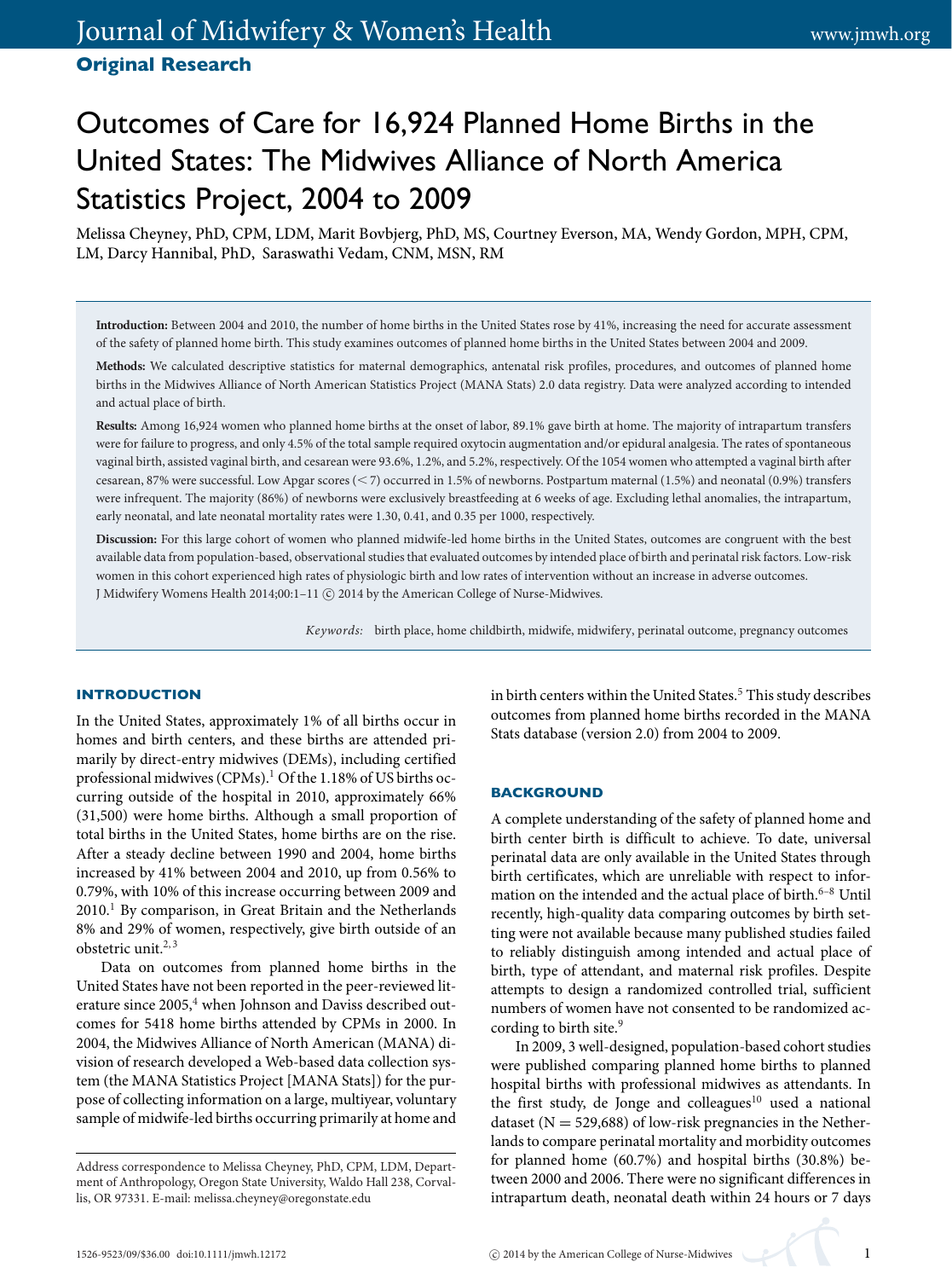**Original Research**

# Outcomes of Care for 16,924 Planned Home Births in the United States: The Midwives Alliance of North America Statistics Project, 2004 to 2009

Melissa Cheyney, PhD, CPM, LDM, Marit Bovbjerg, PhD, MS, Courtney Everson, MA, Wendy Gordon, MPH, CPM, LM, Darcy Hannibal, PhD, Saraswathi Vedam, CNM, MSN, RM

**Introduction:** Between 2004 and 2010, the number of home births in the United States rose by 41%, increasing the need for accurate assessment of the safety of planned home birth. This study examines outcomes of planned home births in the United States between 2004 and 2009.

**Methods:** We calculated descriptive statistics for maternal demographics, antenatal risk profiles, procedures, and outcomes of planned home births in the Midwives Alliance of North American Statistics Project (MANA Stats) 2.0 data registry. Data were analyzed according to intended and actual place of birth.

**Results:** Among 16,924 women who planned home births at the onset of labor, 89.1% gave birth at home. The majority of intrapartum transfers were for failure to progress, and only 4.5% of the total sample required oxytocin augmentation and/or epidural analgesia. The rates of spontaneous vaginal birth, assisted vaginal birth, and cesarean were 93.6%, 1.2%, and 5.2%, respectively. Of the 1054 women who attempted a vaginal birth after cesarean, 87% were successful. Low Apgar scores (< 7) occurred in 1.5% of newborns. Postpartum maternal (1.5%) and neonatal (0.9%) transfers were infrequent. The majority (86%) of newborns were exclusively breastfeeding at 6 weeks of age. Excluding lethal anomalies, the intrapartum, early neonatal, and late neonatal mortality rates were 1.30, 0.41, and 0.35 per 1000, respectively.

**Discussion:** For this large cohort of women who planned midwife-led home births in the United States, outcomes are congruent with the best available data from population-based, observational studies that evaluated outcomes by intended place of birth and perinatal risk factors. Low-risk women in this cohort experienced high rates of physiologic birth and low rates of intervention without an increase in adverse outcomes.
J Midwifery Womens Health 2014;00:1–11 © 2014 by the American College of Nurse-Midwives.

*Keywords:* birth place, home childbirth, midwife, midwifery, perinatal outcome, pregnancy outcomes

## INTRODUCTION

In the United States, approximately 1% of all births occur in homes and birth centers, and these births are attended primarily by direct-entry midwives (DEMs), including certified professional midwives (CPMs).[1] Of the 1.18% of US births occurring outside of the hospital in 2010, approximately 66% (31,500) were home births. Although a small proportion of total births in the United States, home births are on the rise. After a steady decline between 1990 and 2004, home births increased by 41% between 2004 and 2010, up from 0.56% to 0.79%, with 10% of this increase occurring between 2009 and 2010.[1] By comparison, in Great Britain and the Netherlands 8% and 29% of women, respectively, give birth outside of an obstetric unit.[2,3]

Data on outcomes from planned home births in the United States have not been reported in the peer-reviewed literature since 2005,[4] when Johnson and Daviss described outcomes for 5418 home births attended by CPMs in 2000. In 2004, the Midwives Alliance of North American (MANA) division of research developed a Web-based data collection system (the MANA Statistics Project [MANA Stats]) for the purpose of collecting information on a large, multiyear, voluntary sample of midwife-led births occurring primarily at home and in birth centers within the United States.[5] This study describes outcomes from planned home births recorded in the MANA Stats database (version 2.0) from 2004 to 2009.

## BACKGROUND

A complete understanding of the safety of planned home and birth center birth is difficult to achieve. To date, universal perinatal data are only available in the United States through birth certificates, which are unreliable with respect to information on the intended and the actual place of birth.[6–8] Until recently, high-quality data comparing outcomes by birth setting were not available because many published studies failed to reliably distinguish among intended and actual place of birth, type of attendant, and maternal risk profiles. Despite attempts to design a randomized controlled trial, sufficient numbers of women have not consented to be randomized according to birth site.[9]

In 2009, 3 well-designed, population-based cohort studies were published comparing planned home births to planned hospital births with professional midwives as attendants. In the first study, de Jonge and colleagues[10] used a national dataset (N = 529,688) of low-risk pregnancies in the Netherlands to compare perinatal mortality and morbidity outcomes for planned home (60.7%) and hospital births (30.8%) between 2000 and 2006. There were no significant differences in intrapartum death, neonatal death within 24 hours or 7 days

Address correspondence to Melissa Cheyney, PhD, CPM, LDM, Department of Anthropology, Oregon State University, Waldo Hall 238, Corvallis, OR 97331. E-mail: melissa.cheyney@oregonstate.edu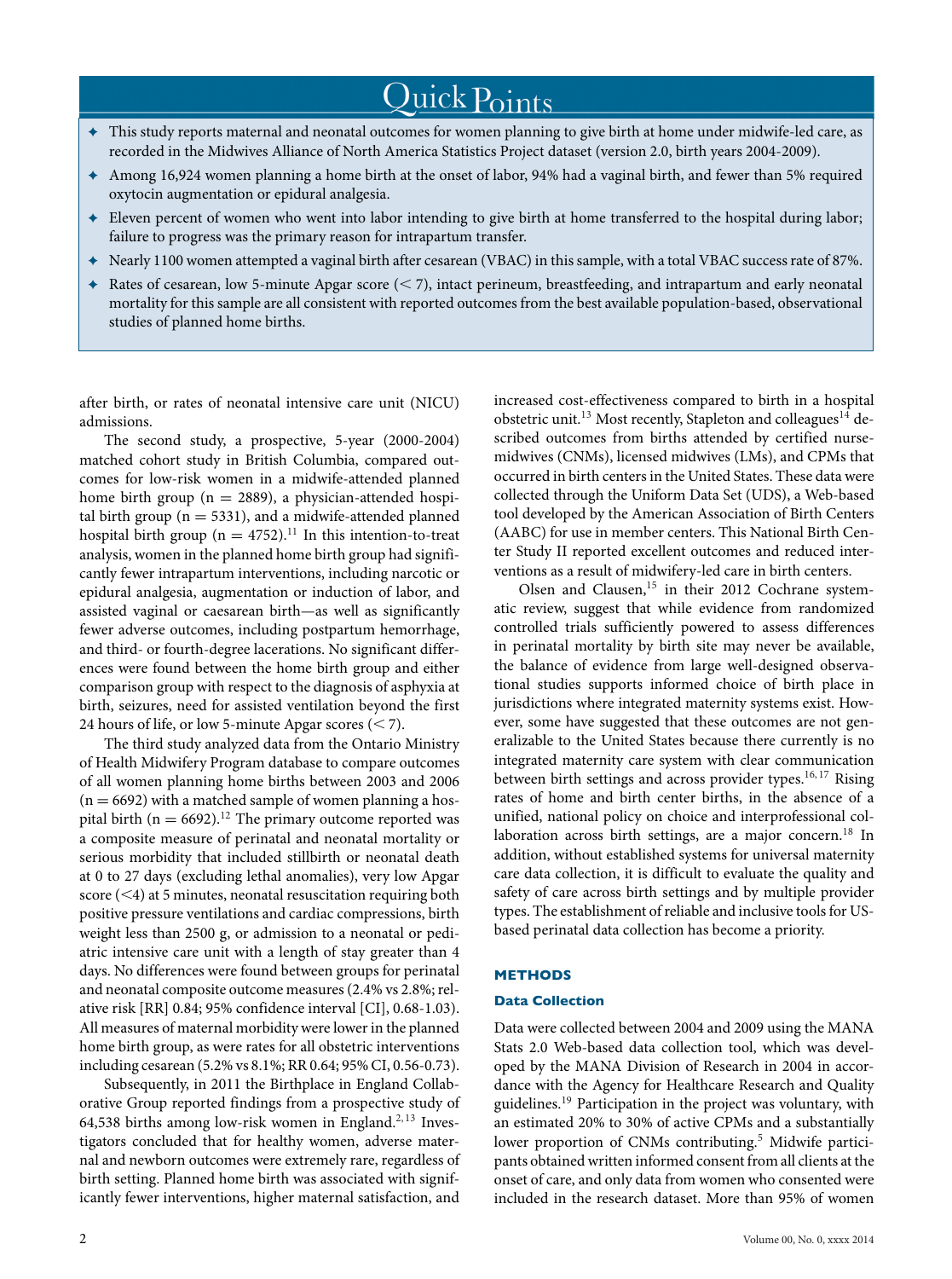## Quick Points

- This study reports maternal and neonatal outcomes for women planning to give birth at home under midwife-led care, as recorded in the Midwives Alliance of North America Statistics Project dataset (version 2.0, birth years 2004-2009).
- Among 16,924 women planning a home birth at the onset of labor, 94% had a vaginal birth, and fewer than 5% required oxytocin augmentation or epidural analgesia.
- Eleven percent of women who went into labor intending to give birth at home transferred to the hospital during labor; failure to progress was the primary reason for intrapartum transfer.
- Nearly 1100 women attempted a vaginal birth after cesarean (VBAC) in this sample, with a total VBAC success rate of 87%.
- Rates of cesarean, low 5-minute Apgar score (< 7), intact perineum, breastfeeding, and intrapartum and early neonatal mortality for this sample are all consistent with reported outcomes from the best available population-based, observational studies of planned home births.

after birth, or rates of neonatal intensive care unit (NICU) admissions.

The second study, a prospective, 5-year (2000-2004) matched cohort study in British Columbia, compared outcomes for low-risk women in a midwife-attended planned home birth group (n = 2889), a physician-attended hospital birth group (n = 5331), and a midwife-attended planned hospital birth group (n = 4752).[11] In this intention-to-treat analysis, women in the planned home birth group had significantly fewer intrapartum interventions, including narcotic or epidural analgesia, augmentation or induction of labor, and assisted vaginal or caesarean birth—as well as significantly fewer adverse outcomes, including postpartum hemorrhage, and third- or fourth-degree lacerations. No significant differences were found between the home birth group and either comparison group with respect to the diagnosis of asphyxia at birth, seizures, need for assisted ventilation beyond the first 24 hours of life, or low 5-minute Apgar scores (< 7).

The third study analyzed data from the Ontario Ministry of Health Midwifery Program database to compare outcomes of all women planning home births between 2003 and 2006 (n = 6692) with a matched sample of women planning a hospital birth (n = 6692).[12] The primary outcome reported was a composite measure of perinatal and neonatal mortality or serious morbidity that included stillbirth or neonatal death at 0 to 27 days (excluding lethal anomalies), very low Apgar score (<4) at 5 minutes, neonatal resuscitation requiring both positive pressure ventilations and cardiac compressions, birth weight less than 2500 g, or admission to a neonatal or pediatric intensive care unit with a length of stay greater than 4 days. No differences were found between groups for perinatal and neonatal composite outcome measures (2.4% vs 2.8%; relative risk [RR] 0.84; 95% confidence interval [CI], 0.68-1.03). All measures of maternal morbidity were lower in the planned home birth group, as were rates for all obstetric interventions including cesarean (5.2% vs 8.1%; RR 0.64; 95% CI, 0.56-0.73).

Subsequently, in 2011 the Birthplace in England Collaborative Group reported findings from a prospective study of 64,538 births among low-risk women in England.[2,13] Investigators concluded that for healthy women, adverse maternal and newborn outcomes were extremely rare, regardless of birth setting. Planned home birth was associated with significantly fewer interventions, higher maternal satisfaction, and increased cost-effectiveness compared to birth in a hospital obstetric unit.[13] Most recently, Stapleton and colleagues[14] described outcomes from births attended by certified nurse-midwives (CNMs), licensed midwives (LMs), and CPMs that occurred in birth centers in the United States. These data were collected through the Uniform Data Set (UDS), a Web-based tool developed by the American Association of Birth Centers (AABC) for use in member centers. This National Birth Center Study II reported excellent outcomes and reduced interventions as a result of midwifery-led care in birth centers.

Olsen and Clausen,[15] in their 2012 Cochrane systematic review, suggest that while evidence from randomized controlled trials sufficiently powered to assess differences in perinatal mortality by birth site may never be available, the balance of evidence from large well-designed observational studies supports informed choice of birth place in jurisdictions where integrated maternity systems exist. However, some have suggested that these outcomes are not generalizable to the United States because there currently is no integrated maternity care system with clear communication between birth settings and across provider types.[16,17] Rising rates of home and birth center births, in the absence of a unified, national policy on choice and interprofessional collaboration across birth settings, are a major concern.[18] In addition, without established systems for universal maternity care data collection, it is difficult to evaluate the quality and safety of care across birth settings and by multiple provider types. The establishment of reliable and inclusive tools for US-based perinatal data collection has become a priority.

## METHODS

### Data Collection

Data were collected between 2004 and 2009 using the MANA Stats 2.0 Web-based data collection tool, which was developed by the MANA Division of Research in 2004 in accordance with the Agency for Healthcare Research and Quality guidelines.[19] Participation in the project was voluntary, with an estimated 20% to 30% of active CPMs and a substantially lower proportion of CNMs contributing.[5] Midwife participants obtained written informed consent from all clients at the onset of care, and only data from women who consented were included in the research dataset. More than 95% of women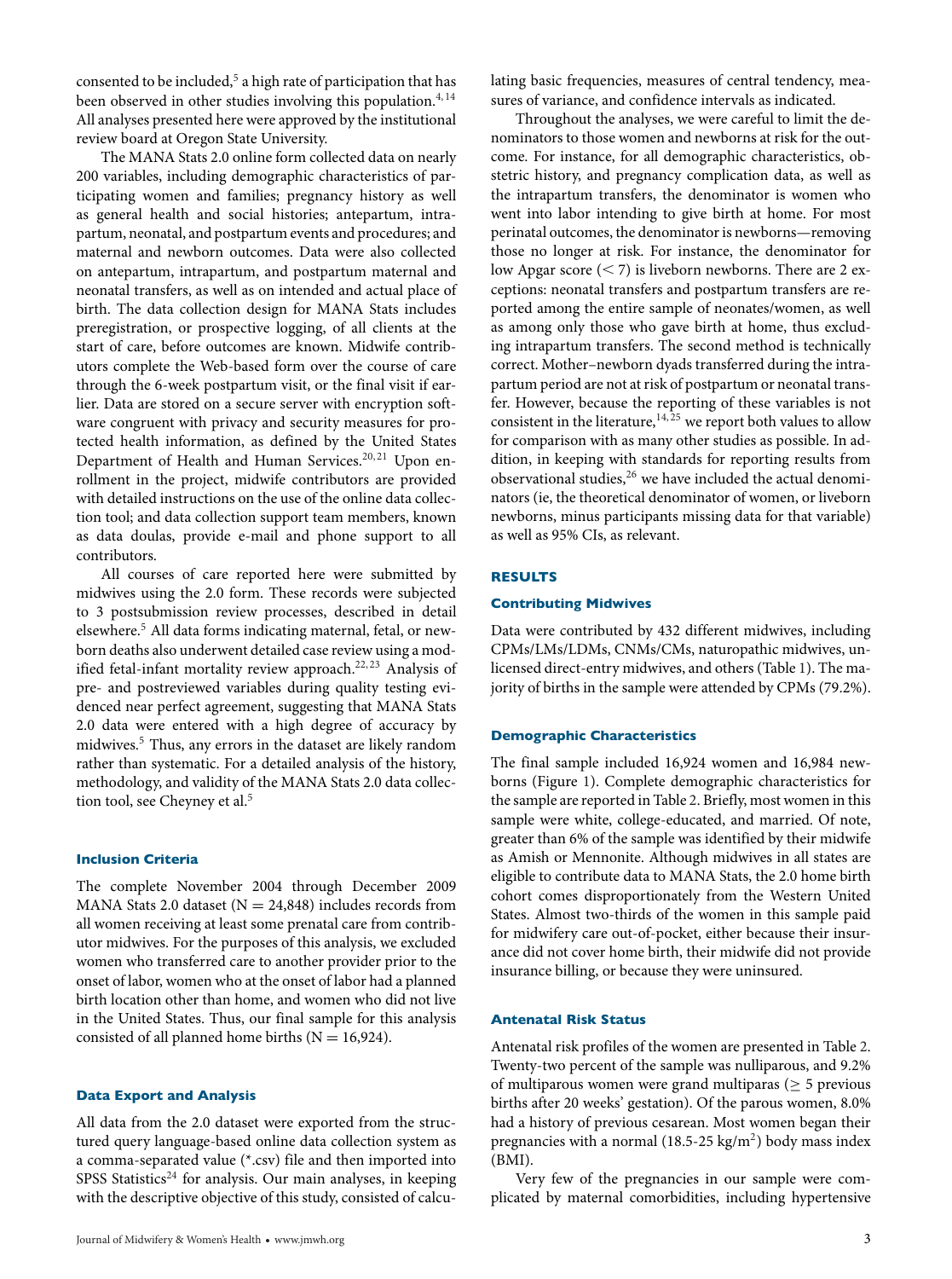consented to be included,[5] a high rate of participation that has been observed in other studies involving this population.[4,14] All analyses presented here were approved by the institutional review board at Oregon State University.

The MANA Stats 2.0 online form collected data on nearly 200 variables, including demographic characteristics of participating women and families; pregnancy history as well as general health and social histories; antepartum, intrapartum, neonatal, and postpartum events and procedures; and maternal and newborn outcomes. Data were also collected on antepartum, intrapartum, and postpartum maternal and neonatal transfers, as well as on intended and actual place of birth. The data collection design for MANA Stats includes preregistration, or prospective logging, of all clients at the start of care, before outcomes are known. Midwife contributors complete the Web-based form over the course of care through the 6-week postpartum visit, or the final visit if earlier. Data are stored on a secure server with encryption software congruent with privacy and security measures for protected health information, as defined by the United States Department of Health and Human Services.[20,21] Upon enrollment in the project, midwife contributors are provided with detailed instructions on the use of the online data collection tool; and data collection support team members, known as data doulas, provide e-mail and phone support to all contributors.

All courses of care reported here were submitted by midwives using the 2.0 form. These records were subjected to 3 postsubmission review processes, described in detail elsewhere.[5] All data forms indicating maternal, fetal, or newborn deaths also underwent detailed case review using a modified fetal-infant mortality review approach.[22,23] Analysis of pre- and postreviewed variables during quality testing evidenced near perfect agreement, suggesting that MANA Stats 2.0 data were entered with a high degree of accuracy by midwives.[5] Thus, any errors in the dataset are likely random rather than systematic. For a detailed analysis of the history, methodology, and validity of the MANA Stats 2.0 data collection tool, see Cheyney et al.[5]

### Inclusion Criteria

The complete November 2004 through December 2009 MANA Stats 2.0 dataset (N = 24,848) includes records from all women receiving at least some prenatal care from contributor midwives. For the purposes of this analysis, we excluded women who transferred care to another provider prior to the onset of labor, women who at the onset of labor had a planned birth location other than home, and women who did not live in the United States. Thus, our final sample for this analysis consisted of all planned home births (N = 16,924).

### Data Export and Analysis

All data from the 2.0 dataset were exported from the structured query language-based online data collection system as a comma-separated value (*.csv) file and then imported into SPSS Statistics[24] for analysis. Our main analyses, in keeping with the descriptive objective of this study, consisted of calculating basic frequencies, measures of central tendency, measures of variance, and confidence intervals as indicated.

Throughout the analyses, we were careful to limit the denominators to those women and newborns at risk for the outcome. For instance, for all demographic characteristics, obstetric history, and pregnancy complication data, as well as the intrapartum transfers, the denominator is women who went into labor intending to give birth at home. For most perinatal outcomes, the denominator is newborns—removing those no longer at risk. For instance, the denominator for low Apgar score ($< 7$) is liveborn newborns. There are 2 exceptions: neonatal transfers and postpartum transfers are reported among the entire sample of neonates/women, as well as among only those who gave birth at home, thus excluding intrapartum transfers. The second method is technically correct. Mother–newborn dyads transferred during the intrapartum period are not at risk of postpartum or neonatal transfer. However, because the reporting of these variables is not consistent in the literature,[14,25] we report both values to allow for comparison with as many other studies as possible. In addition, in keeping with standards for reporting results from observational studies,[26] we have included the actual denominators (ie, the theoretical denominator of women, or liveborn newborns, minus participants missing data for that variable) as well as 95% CIs, as relevant.

## RESULTS

### Contributing Midwives

Data were contributed by 432 different midwives, including CPMs/LMs/LDMs, CNMs/CMs, naturopathic midwives, unlicensed direct-entry midwives, and others (Table 1). The majority of births in the sample were attended by CPMs (79.2%).

### Demographic Characteristics

The final sample included 16,924 women and 16,984 newborns (Figure 1). Complete demographic characteristics for the sample are reported in Table 2. Briefly, most women in this sample were white, college-educated, and married. Of note, greater than 6% of the sample was identified by their midwife as Amish or Mennonite. Although midwives in all states are eligible to contribute data to MANA Stats, the 2.0 home birth cohort comes disproportionately from the Western United States. Almost two-thirds of the women in this sample paid for midwifery care out-of-pocket, either because their insurance did not cover home birth, their midwife did not provide insurance billing, or because they were uninsured.

### Antenatal Risk Status

Antenatal risk profiles of the women are presented in Table 2. Twenty-two percent of the sample was nulliparous, and 9.2% of multiparous women were grand multiparas ($\geq 5$ previous births after 20 weeks' gestation). Of the parous women, 8.0% had a history of previous cesarean. Most women began their pregnancies with a normal (18.5-25 kg/m$^2$) body mass index (BMI).

Very few of the pregnancies in our sample were complicated by maternal comorbidities, including hypertensive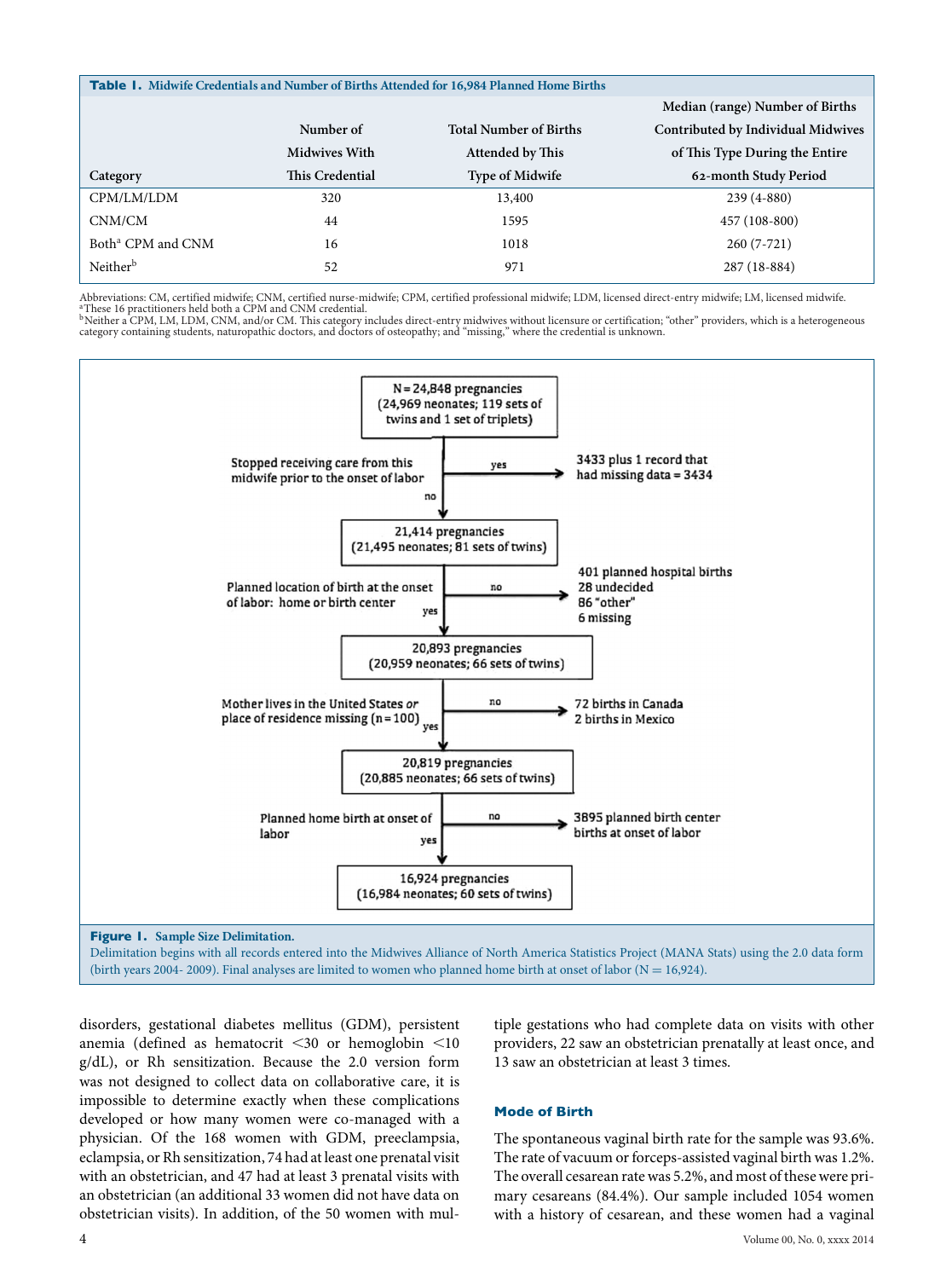**Table 1. Midwife Credentials and Number of Births Attended for 16,984 Planned Home Births**

| Category | Number of Midwives With This Credential | Total Number of Births Attended by This Type of Midwife | Median (range) Number of Births Contributed by Individual Midwives of This Type During the Entire 62-month Study Period |
|---|---|---|---|
| CPM/LM/LDM | 320 | 13,400 | 239 (4-880) |
| CNM/CM | 44 | 1595 | 457 (108-800) |
| Both[a] CPM and CNM | 16 | 1018 | 260 (7-721) |
| Neither[b] | 52 | 971 | 287 (18-884) |

Abbreviations: CM, certified midwife; CNM, certified nurse-midwife; CPM, certified professional midwife; LDM, licensed direct-entry midwife; LM, licensed midwife.
[a]These 16 practitioners held both a CPM and CNM credential.
[b]Neither a CPM, LM, LDM, CNM, and/or CM. This category includes direct-entry midwives without licensure or certification; "other" providers, which is a heterogeneous category containing students, naturopathic doctors, and doctors of osteopathy; and "missing," where the credential is unknown.

N = 24,848 pregnancies (24,969 neonates; 119 sets of twins and 1 set of triplets)

Stopped receiving care from this midwife prior to the onset of labor — yes → 3433 plus 1 record that had missing data = 3434; no ↓

21,414 pregnancies (21,495 neonates; 81 sets of twins)

Planned location of birth at the onset of labor: home or birth center — no → 401 planned hospital births, 28 undecided, 86 "other", 6 missing; yes ↓

20,893 pregnancies (20,959 neonates; 66 sets of twins)

Mother lives in the United States *or* place of residence missing (n = 100) — no → 72 births in Canada, 2 births in Mexico; yes ↓

20,819 pregnancies (20,885 neonates; 66 sets of twins)

Planned home birth at onset of labor — no → 3895 planned birth center births at onset of labor; yes ↓

16,924 pregnancies (16,984 neonates; 60 sets of twins)

**Figure 1. Sample Size Delimitation.**
Delimitation begins with all records entered into the Midwives Alliance of North America Statistics Project (MANA Stats) using the 2.0 data form (birth years 2004- 2009). Final analyses are limited to women who planned home birth at onset of labor (N = 16,924).

disorders, gestational diabetes mellitus (GDM), persistent anemia (defined as hematocrit <30 or hemoglobin <10 g/dL), or Rh sensitization. Because the 2.0 version form was not designed to collect data on collaborative care, it is impossible to determine exactly when these complications developed or how many women were co-managed with a physician. Of the 168 women with GDM, preeclampsia, eclampsia, or Rh sensitization, 74 had at least one prenatal visit with an obstetrician, and 47 had at least 3 prenatal visits with an obstetrician (an additional 33 women did not have data on obstetrician visits). In addition, of the 50 women with multiple gestations who had complete data on visits with other providers, 22 saw an obstetrician prenatally at least once, and 13 saw an obstetrician at least 3 times.

## Mode of Birth

The spontaneous vaginal birth rate for the sample was 93.6%. The rate of vacuum or forceps-assisted vaginal birth was 1.2%. The overall cesarean rate was 5.2%, and most of these were primary cesareans (84.4%). Our sample included 1054 women with a history of cesarean, and these women had a vaginal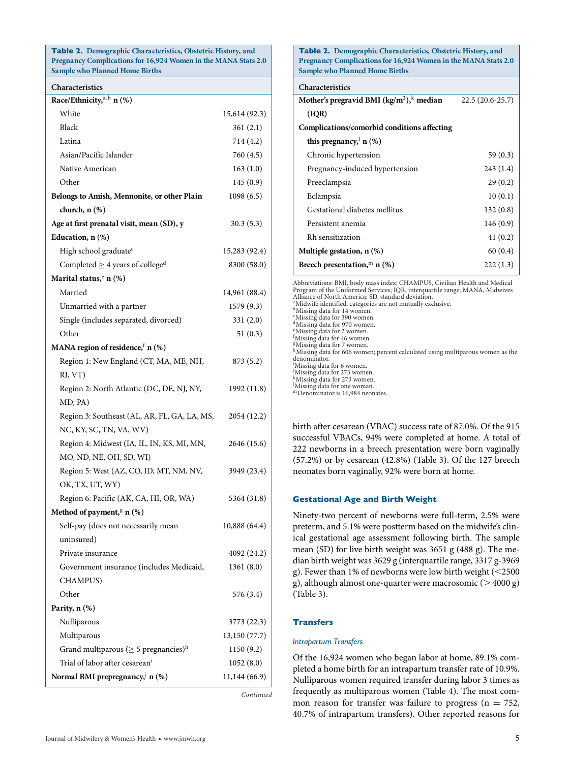**Table 2. Demographic Characteristics, Obstetric History, and Pregnancy Complications for 16,924 Women in the MANA Stats 2.0 Sample who Planned Home Births**

| Characteristics | |
|---|---|
| **Race/Ethnicity,[a,b] n (%)** | |
| White | 15,614 (92.3) |
| Black | 361 (2.1) |
| Latina | 714 (4.2) |
| Asian/Pacific Islander | 760 (4.5) |
| Native American | 163 (1.0) |
| Other | 145 (0.9) |
| **Belongs to Amish, Mennonite, or other Plain church, n (%)** | 1098 (6.5) |
| **Age at first prenatal visit, mean (SD), y** | 30.3 (5.3) |
| **Education, n (%)** | |
| High school graduate[c] | 15,283 (92.4) |
| Completed ≥ 4 years of college[d] | 8300 (58.0) |
| **Marital status,[e] n (%)** | |
| Married | 14,961 (88.4) |
| Unmarried with a partner | 1579 (9.3) |
| Single (includes separated, divorced) | 331 (2.0) |
| Other | 51 (0.3) |
| **MANA region of residence,[f] n (%)** | |
| Region 1: New England (CT, MA, ME, NH, RI, VT) | 873 (5.2) |
| Region 2: North Atlantic (DC, DE, NJ, NY, MD, PA) | 1992 (11.8) |
| Region 3: Southeast (AL, AR, FL, GA, LA, MS, NC, KY, SC, TN, VA, WV) | 2054 (12.2) |
| Region 4: Midwest (IA, IL, IN, KS, MI, MN, MO, ND, NE, OH, SD, WI) | 2646 (15.6) |
| Region 5: West (AZ, CO, ID, MT, NM, NV, OK, TX, UT, WY) | 3949 (23.4) |
| Region 6: Pacific (AK, CA, HI, OR, WA) | 5364 (31.8) |
| **Method of payment,[g] n (%)** | |
| Self-pay (does not necessarily mean uninsured) | 10,888 (64.4) |
| Private insurance | 4092 (24.2) |
| Government insurance (includes Medicaid, CHAMPUS) | 1361 (8.0) |
| Other | 576 (3.4) |
| **Parity, n (%)** | |
| Nulliparous | 3773 (22.3) |
| Multiparous | 13,150 (77.7) |
| Grand multiparous (≥ 5 pregnancies)[h] | 1150 (9.2) |
| Trial of labor after cesarean[i] | 1052 (8.0) |
| **Normal BMI prepregnancy,[j] n (%)** | 11,144 (66.9) |
| **Mother's pregravid BMI (kg/m$^2$),[k] median (IQR)** | 22.5 (20.6-25.7) |
| **Complications/comorbid conditions affecting this pregnancy,[l] n (%)** | |
| Chronic hypertension | 59 (0.3) |
| Pregnancy-induced hypertension | 243 (1.4) |
| Preeclampsia | 29 (0.2) |
| Eclampsia | 10 (0.1) |
| Gestational diabetes mellitus | 132 (0.8) |
| Persistent anemia | 146 (0.9) |
| Rh sensitization | 41 (0.2) |
| **Multiple gestation, n (%)** | 60 (0.4) |
| **Breech presentation,[m] n (%)** | 222 (1.3) |

Abbreviations: BMI, body mass index; CHAMPUS, Civilian Health and Medical Program of the Uniformed Services; IQR, interquartile range; MANA, Midwives Alliance of North America; SD, standard deviation.
[a] Midwife identified, categories are not mutually exclusive.
[b] Missing data for 14 women.
[c] Missing data for 390 women.
[d] Missing data for 970 women.
[e] Missing data for 2 women.
[f] Missing data for 46 women.
[g] Missing data for 7 women.
[h] Missing data for 606 women; percent calculated using multiparous women as the denominator.
[i] Missing data for 6 women.
[j] Missing data for 273 women.
[k] Missing data for 273 women.
[l] Missing data for one woman.
[m] Denominator is 16,984 neonates.

birth after cesarean (VBAC) success rate of 87.0%. Of the 915 successful VBACs, 94% were completed at home. A total of 222 newborns in a breech presentation were born vaginally (57.2%) or by cesarean (42.8%) (Table 3). Of the 127 breech neonates born vaginally, 92% were born at home.

## Gestational Age and Birth Weight

Ninety-two percent of newborns were full-term, 2.5% were preterm, and 5.1% were postterm based on the midwife's clinical gestational age assessment following birth. The sample mean (SD) for live birth weight was 3651 g (488 g). The median birth weight was 3629 g (interquartile range, 3317 g-3969 g). Fewer than 1% of newborns were low birth weight (<2500 g), although almost one-quarter were macrosomic (> 4000 g) (Table 3).

## Transfers

### *Intrapartum Transfers*

Of the 16,924 women who began labor at home, 89.1% completed a home birth for an intrapartum transfer rate of 10.9%. Nulliparous women required transfer during labor 3 times as frequently as multiparous women (Table 4). The most common reason for transfer was failure to progress (n = 752, 40.7% of intrapartum transfers). Other reported reasons for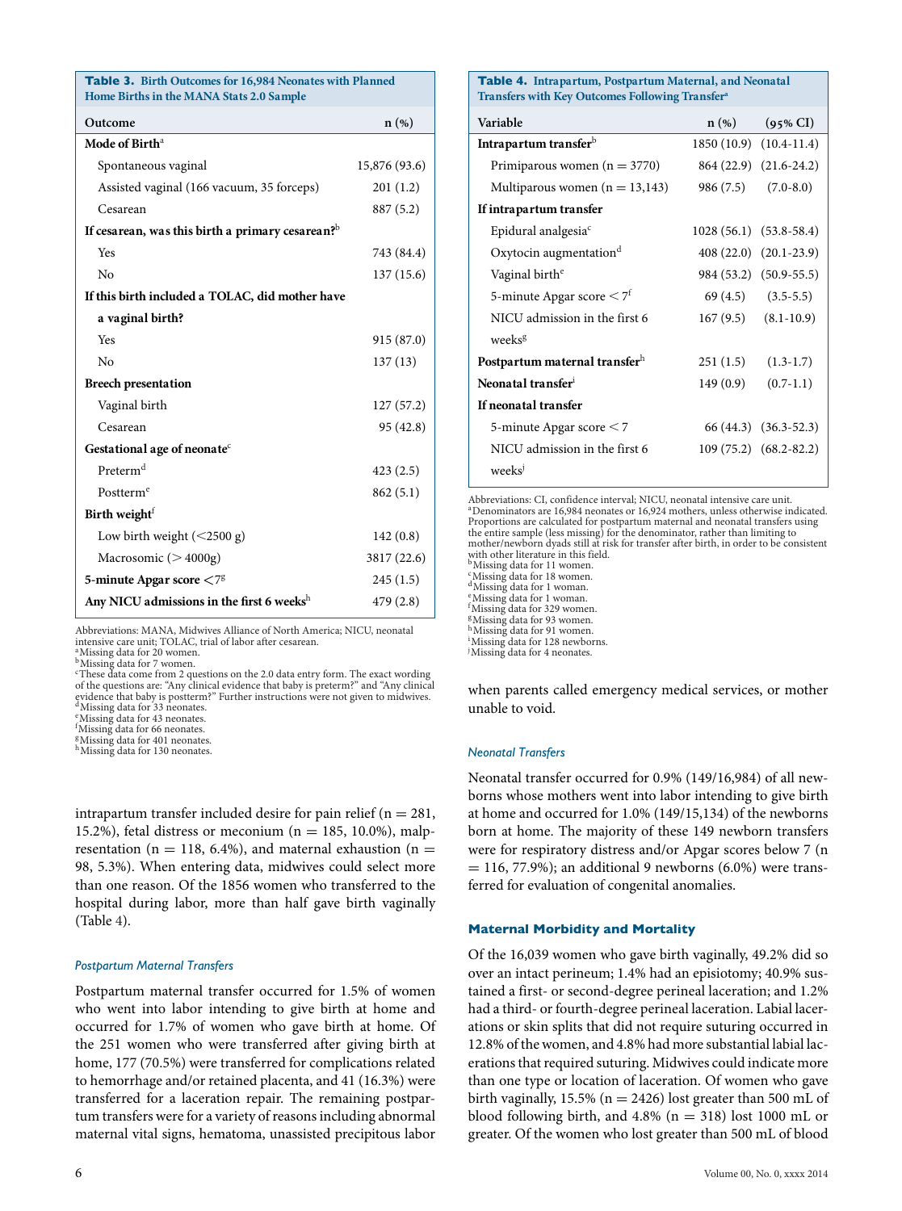**Table 3.** Birth Outcomes for 16,984 Neonates with Planned Home Births in the MANA Stats 2.0 Sample

| Outcome | n (%) |
|---|---|
| **Mode of Birth**[a] | |
| Spontaneous vaginal | 15,876 (93.6) |
| Assisted vaginal (166 vacuum, 35 forceps) | 201 (1.2) |
| Cesarean | 887 (5.2) |
| **If cesarean, was this birth a primary cesarean?**[b] | |
| Yes | 743 (84.4) |
| No | 137 (15.6) |
| **If this birth included a TOLAC, did mother have a vaginal birth?** | |
| Yes | 915 (87.0) |
| No | 137 (13) |
| **Breech presentation** | |
| Vaginal birth | 127 (57.2) |
| Cesarean | 95 (42.8) |
| **Gestational age of neonate**[c] | |
| Preterm[d] | 423 (2.5) |
| Postterm[e] | 862 (5.1) |
| **Birth weight**[f] | |
| Low birth weight (<2500 g) | 142 (0.8) |
| Macrosomic (> 4000g) | 3817 (22.6) |
| **5-minute Apgar score <7**[g] | 245 (1.5) |
| **Any NICU admissions in the first 6 weeks**[h] | 479 (2.8) |

Abbreviations: MANA, Midwives Alliance of North America; NICU, neonatal intensive care unit; TOLAC, trial of labor after cesarean.
[a]Missing data for 20 women.
[b]Missing data for 7 women.
[c]These data come from 2 questions on the 2.0 data entry form. The exact wording of the questions are: "Any clinical evidence that baby is preterm?" and "Any clinical evidence that baby is postterm?" Further instructions were not given to midwives.
[d]Missing data for 33 neonates.
[e]Missing data for 43 neonates.
[f]Missing data for 66 neonates.
[g]Missing data for 401 neonates.
[h]Missing data for 130 neonates.

intrapartum transfer included desire for pain relief (n = 281, 15.2%), fetal distress or meconium (n = 185, 10.0%), malpresentation (n = 118, 6.4%), and maternal exhaustion (n = 98, 5.3%). When entering data, midwives could select more than one reason. Of the 1856 women who transferred to the hospital during labor, more than half gave birth vaginally (Table 4).

### *Postpartum Maternal Transfers*

Postpartum maternal transfer occurred for 1.5% of women who went into labor intending to give birth at home and occurred for 1.7% of women who gave birth at home. Of the 251 women who were transferred after giving birth at home, 177 (70.5%) were transferred for complications related to hemorrhage and/or retained placenta, and 41 (16.3%) were transferred for a laceration repair. The remaining postpartum transfers were for a variety of reasons including abnormal maternal vital signs, hematoma, unassisted precipitous labor when parents called emergency medical services, or mother unable to void.

**Table 4.** Intrapartum, Postpartum Maternal, and Neonatal Transfers with Key Outcomes Following Transfer[a]

| Variable | n (%) | (95% CI) |
|---|---|---|
| **Intrapartum transfer**[b] | 1850 (10.9) | (10.4-11.4) |
| Primiparous women (n = 3770) | 864 (22.9) | (21.6-24.2) |
| Multiparous women (n = 13,143) | 986 (7.5) | (7.0-8.0) |
| **If intrapartum transfer** | | |
| Epidural analgesia[c] | 1028 (56.1) | (53.8-58.4) |
| Oxytocin augmentation[d] | 408 (22.0) | (20.1-23.9) |
| Vaginal birth[e] | 984 (53.2) | (50.9-55.5) |
| 5-minute Apgar score < 7[f] | 69 (4.5) | (3.5-5.5) |
| NICU admission in the first 6 weeks[g] | 167 (9.5) | (8.1-10.9) |
| **Postpartum maternal transfer**[h] | 251 (1.5) | (1.3-1.7) |
| **Neonatal transfer**[i] | 149 (0.9) | (0.7-1.1) |
| **If neonatal transfer** | | |
| 5-minute Apgar score < 7 | 66 (44.3) | (36.3-52.3) |
| NICU admission in the first 6 weeks[j] | 109 (75.2) | (68.2-82.2) |

Abbreviations: CI, confidence interval; NICU, neonatal intensive care unit.
[a]Denominators are 16,984 neonates or 16,924 mothers, unless otherwise indicated. Proportions are calculated for postpartum maternal and neonatal transfers using the entire sample (less missing) for the denominator, rather than limiting to mother/newborn dyads still at risk for transfer after birth, in order to be consistent with other literature in this field.
[b]Missing data for 11 women.
[c]Missing data for 18 women.
[d]Missing data for 1 woman.
[e]Missing data for 1 woman.
[f]Missing data for 329 women.
[g]Missing data for 93 women.
[h]Missing data for 91 women.
[i]Missing data for 128 newborns.
[j]Missing data for 4 neonates.

### *Neonatal Transfers*

Neonatal transfer occurred for 0.9% (149/16,984) of all newborns whose mothers went into labor intending to give birth at home and occurred for 1.0% (149/15,134) of the newborns born at home. The majority of these 149 newborn transfers were for respiratory distress and/or Apgar scores below 7 (n = 116, 77.9%); an additional 9 newborns (6.0%) were transferred for evaluation of congenital anomalies.

## Maternal Morbidity and Mortality

Of the 16,039 women who gave birth vaginally, 49.2% did so over an intact perineum; 1.4% had an episiotomy; 40.9% sustained a first- or second-degree perineal laceration; and 1.2% had a third- or fourth-degree perineal laceration. Labial lacerations or skin splits that did not require suturing occurred in 12.8% of the women, and 4.8% had more substantial labial lacerations that required suturing. Midwives could indicate more than one type or location of laceration. Of women who gave birth vaginally, 15.5% (n = 2426) lost greater than 500 mL of blood following birth, and 4.8% (n = 318) lost 1000 mL or greater. Of the women who lost greater than 500 mL of blood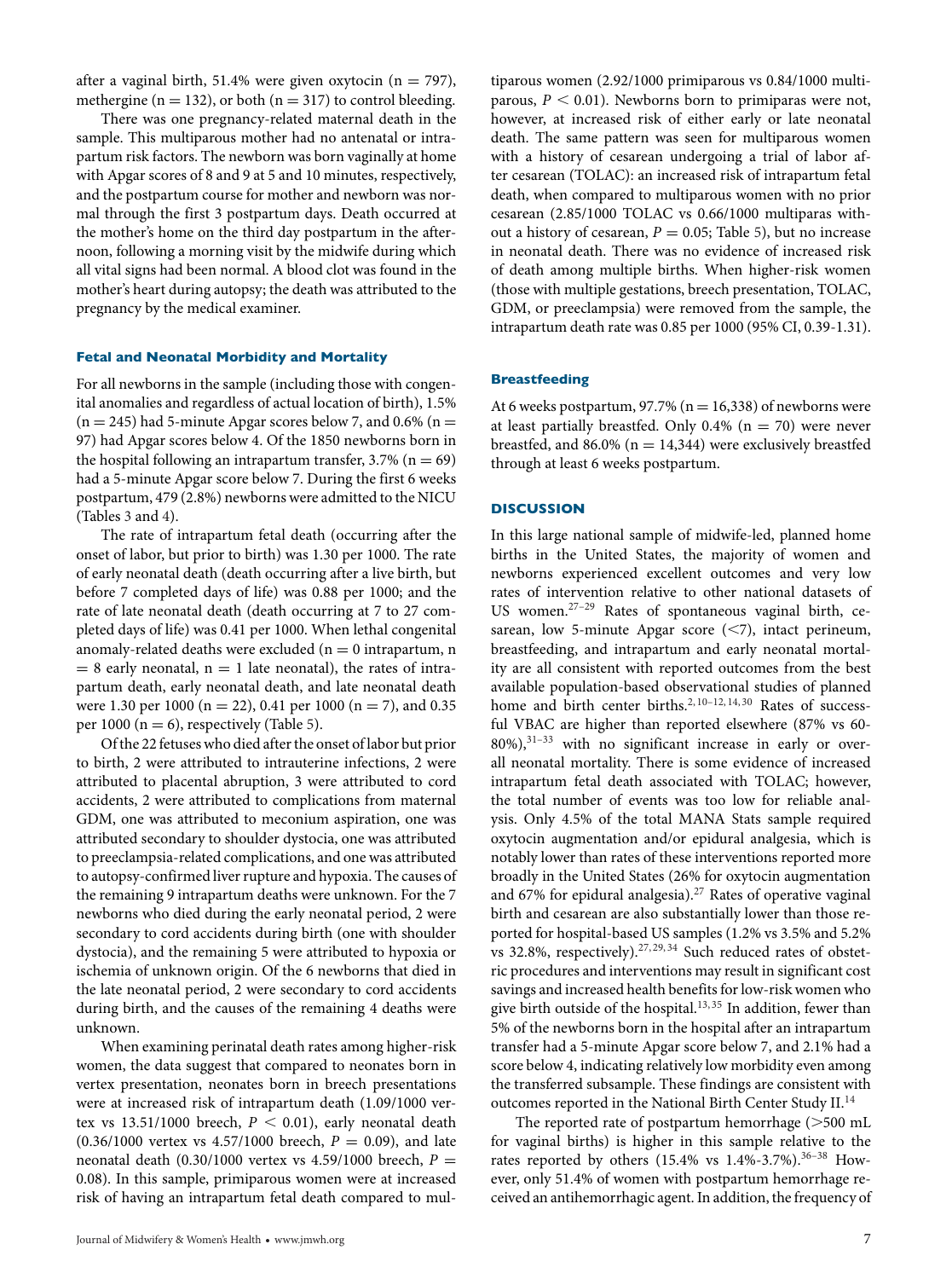after a vaginal birth, 51.4% were given oxytocin (n = 797), methergine (n = 132), or both (n = 317) to control bleeding.

There was one pregnancy-related maternal death in the sample. This multiparous mother had no antenatal or intrapartum risk factors. The newborn was born vaginally at home with Apgar scores of 8 and 9 at 5 and 10 minutes, respectively, and the postpartum course for mother and newborn was normal through the first 3 postpartum days. Death occurred at the mother's home on the third day postpartum in the afternoon, following a morning visit by the midwife during which all vital signs had been normal. A blood clot was found in the mother's heart during autopsy; the death was attributed to the pregnancy by the medical examiner.

### Fetal and Neonatal Morbidity and Mortality

For all newborns in the sample (including those with congenital anomalies and regardless of actual location of birth), 1.5% (n = 245) had 5-minute Apgar scores below 7, and 0.6% (n = 97) had Apgar scores below 4. Of the 1850 newborns born in the hospital following an intrapartum transfer, 3.7% (n = 69) had a 5-minute Apgar score below 7. During the first 6 weeks postpartum, 479 (2.8%) newborns were admitted to the NICU (Tables 3 and 4).

The rate of intrapartum fetal death (occurring after the onset of labor, but prior to birth) was 1.30 per 1000. The rate of early neonatal death (death occurring after a live birth, but before 7 completed days of life) was 0.88 per 1000; and the rate of late neonatal death (death occurring at 7 to 27 completed days of life) was 0.41 per 1000. When lethal congenital anomaly-related deaths were excluded (n = 0 intrapartum, n = 8 early neonatal, n = 1 late neonatal), the rates of intrapartum death, early neonatal death, and late neonatal death were 1.30 per 1000 (n = 22), 0.41 per 1000 (n = 7), and 0.35 per 1000 (n = 6), respectively (Table 5).

Of the 22 fetuses who died after the onset of labor but prior to birth, 2 were attributed to intrauterine infections, 2 were attributed to placental abruption, 3 were attributed to cord accidents, 2 were attributed to complications from maternal GDM, one was attributed to meconium aspiration, one was attributed secondary to shoulder dystocia, one was attributed to preeclampsia-related complications, and one was attributed to autopsy-confirmed liver rupture and hypoxia. The causes of the remaining 9 intrapartum deaths were unknown. For the 7 newborns who died during the early neonatal period, 2 were secondary to cord accidents during birth (one with shoulder dystocia), and the remaining 5 were attributed to hypoxia or ischemia of unknown origin. Of the 6 newborns that died in the late neonatal period, 2 were secondary to cord accidents during birth, and the causes of the remaining 4 deaths were unknown.

When examining perinatal death rates among higher-risk women, the data suggest that compared to neonates born in vertex presentation, neonates born in breech presentations were at increased risk of intrapartum death (1.09/1000 vertex vs 13.51/1000 breech, $P < 0.01$), early neonatal death (0.36/1000 vertex vs 4.57/1000 breech, $P = 0.09$), and late neonatal death (0.30/1000 vertex vs 4.59/1000 breech, $P = 0.08$). In this sample, primiparous women were at increased risk of having an intrapartum fetal death compared to multiparous women (2.92/1000 primiparous vs 0.84/1000 multiparous, $P < 0.01$). Newborns born to primiparas were not, however, at increased risk of either early or late neonatal death. The same pattern was seen for multiparous women with a history of cesarean undergoing a trial of labor after cesarean (TOLAC): an increased risk of intrapartum fetal death, when compared to multiparous women with no prior cesarean (2.85/1000 TOLAC vs 0.66/1000 multiparas without a history of cesarean, $P = 0.05$; Table 5), but no increase in neonatal death. There was no evidence of increased risk of death among multiple births. When higher-risk women (those with multiple gestations, breech presentation, TOLAC, GDM, or preeclampsia) were removed from the sample, the intrapartum death rate was 0.85 per 1000 (95% CI, 0.39-1.31).

### Breastfeeding

At 6 weeks postpartum, 97.7% (n = 16,338) of newborns were at least partially breastfed. Only 0.4% (n = 70) were never breastfed, and 86.0% (n = 14,344) were exclusively breastfed through at least 6 weeks postpartum.

## DISCUSSION

In this large national sample of midwife-led, planned home births in the United States, the majority of women and newborns experienced excellent outcomes and very low rates of intervention relative to other national datasets of US women.[27–29] Rates of spontaneous vaginal birth, cesarean, low 5-minute Apgar score (<7), intact perineum, breastfeeding, and intrapartum and early neonatal mortality are all consistent with reported outcomes from the best available population-based observational studies of planned home and birth center births.[2,10–12,14,30] Rates of successful VBAC are higher than reported elsewhere (87% vs 60-80%),[31–33] with no significant increase in early or overall neonatal mortality. There is some evidence of increased intrapartum fetal death associated with TOLAC; however, the total number of events was too low for reliable analysis. Only 4.5% of the total MANA Stats sample required oxytocin augmentation and/or epidural analgesia, which is notably lower than rates of these interventions reported more broadly in the United States (26% for oxytocin augmentation and 67% for epidural analgesia).[27] Rates of operative vaginal birth and cesarean are also substantially lower than those reported for hospital-based US samples (1.2% vs 3.5% and 5.2% vs 32.8%, respectively).[27,29,34] Such reduced rates of obstetric procedures and interventions may result in significant cost savings and increased health benefits for low-risk women who give birth outside of the hospital.[13,35] In addition, fewer than 5% of the newborns born in the hospital after an intrapartum transfer had a 5-minute Apgar score below 7, and 2.1% had a score below 4, indicating relatively low morbidity even among the transferred subsample. These findings are consistent with outcomes reported in the National Birth Center Study II.[14]

The reported rate of postpartum hemorrhage (>500 mL for vaginal births) is higher in this sample relative to the rates reported by others (15.4% vs 1.4%-3.7%).[36–38] However, only 51.4% of women with postpartum hemorrhage received an antihemorrhagic agent. In addition, the frequency of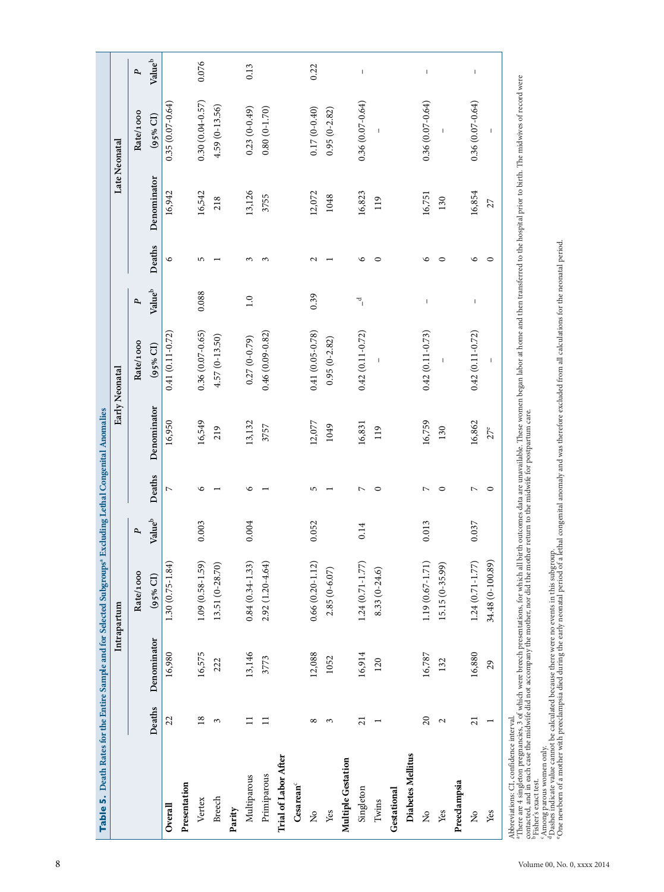**Table 5.** Death Rates for the Entire Sample and for Selected Subgroups[a] Excluding Lethal Congenital Anomalies

| | Intrapartum | | | | Early Neonatal | | | | Late Neonatal | | | |
|---|---|---|---|---|---|---|---|---|---|---|---|---|
| | Deaths | Denominator | Rate/1000 (95% CI) | *P* Value[b] | Deaths | Denominator | Rate/1000 (95% CI) | *P* Value[b] | Deaths | Denominator | Rate/1000 (95% CI) | *P* Value[b] |
| **Overall** | 22 | 16,980 | 1.30 (0.75-1.84) | | 7 | 16,950 | 0.41 (0.11-0.72) | | 6 | 16,942 | 0.35 (0.07-0.64) | |
| **Presentation** | | | | | | | | | | | | |
| Vertex | 18 | 16,575 | 1.09 (0.58-1.59) | 0.003 | 6 | 16,549 | 0.36 (0.07-0.65) | 0.088 | 5 | 16,542 | 0.30 (0.04-0.57) | 0.076 |
| Breech | 3 | 222 | 13.51 (0-28.70) | | 1 | 219 | 4.57 (0-13.50) | | 1 | 218 | 4.59 (0-13.56) | |
| **Parity** | | | | | | | | | | | | |
| Multiparous | 11 | 13,146 | 0.84 (0.34-1.33) | 0.004 | 6 | 13,132 | 0.27 (0-0.79) | 1.0 | 3 | 13,126 | 0.23 (0-0.49) | 0.13 |
| Primiparous | 11 | 3773 | 2.92 (1.20-4.64) | | 1 | 3757 | 0.46 (0.09-0.82) | | 3 | 3755 | 0.80 (0-1.70) | |
| **Trial of Labor After Cesarean**[c] | | | | | | | | | | | | |
| No | 8 | 12,088 | 0.66 (0.20-1.12) | 0.052 | 5 | 12,077 | 0.41 (0.05-0.78) | 0.39 | 2 | 12,072 | 0.17 (0-0.40) | 0.22 |
| Yes | 3 | 1052 | 2.85 (0-6.07) | | 1 | 1049 | 0.95 (0-2.82) | | 1 | 1048 | 0.95 (0-2.82) | |
| **Multiple Gestation** | | | | | | | | | | | | |
| Singleton | 21 | 16,914 | 1.24 (0.71-1.77) | 0.14 | 7 | 16,831 | 0.42 (0.11-0.72) | –[d] | 6 | 16,823 | 0.36 (0.07-0.64) | – |
| Twins | 1 | 120 | 8.33 (0-24.6) | | 0 | 119 | – | | 0 | 119 | – | |
| **Gestational Diabetes Mellitus** | | | | | | | | | | | | |
| No | 20 | 16,787 | 1.19 (0.67-1.71) | 0.013 | 7 | 16,759 | 0.42 (0.11-0.73) | – | 6 | 16,751 | 0.36 (0.07-0.64) | – |
| Yes | 2 | 132 | 15.15 (0-35.99) | | 0 | 130 | – | | 0 | 130 | – | |
| **Preeclampsia** | | | | | | | | | | | | |
| No | 21 | 16,880 | 1.24 (0.71-1.77) | 0.037 | 7 | 16,862 | 0.42 (0.11-0.72) | – | 6 | 16,854 | 0.36 (0.07-0.64) | – |
| Yes | 1 | 29 | 34.48 (0-100.89) | | 0 | 27[e] | – | | 0 | 27 | – | |

Abbreviations: CI, confidence interval.
[a]There are 4 singleton pregnancies, 3 of which were breech presentations, for which all birth outcomes data are unavailable. These women began labor at home and then transferred to the hospital prior to birth. The midwives of record were contacted, and in each case the midwife did not accompany the mother, nor did the mother return to the midwife for postpartum care.
[b]Fisher's exact test.
[c]Among parous women only.
[d]Dashes indicate value cannot be calculated because there were no events in this subgroup.
[e]One newborn of a mother with preeclampsia died during the early neonatal period of a lethal congenital anomaly and was therefore excluded from all calculations for the neonatal period.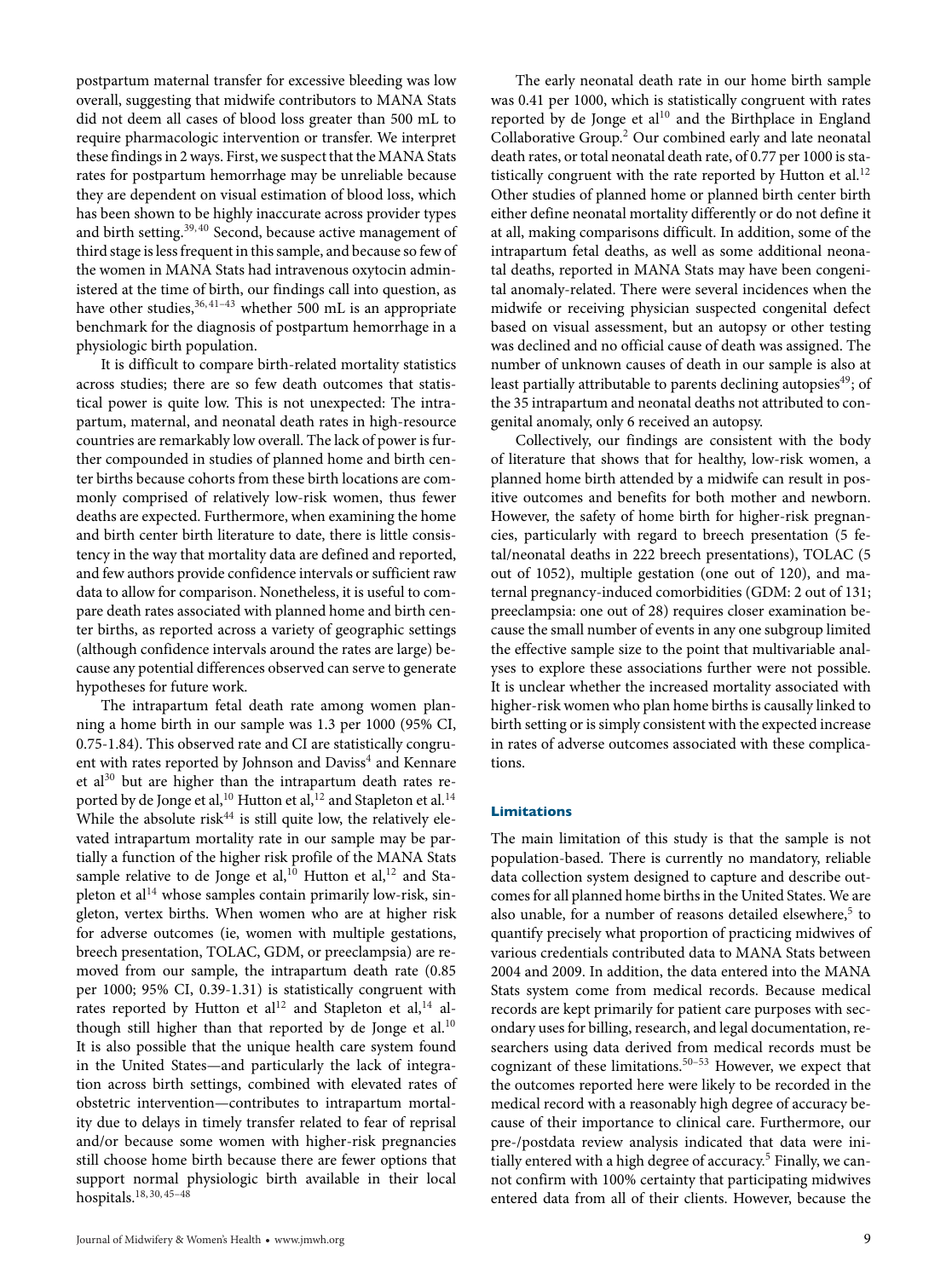postpartum maternal transfer for excessive bleeding was low overall, suggesting that midwife contributors to MANA Stats did not deem all cases of blood loss greater than 500 mL to require pharmacologic intervention or transfer. We interpret these findings in 2 ways. First, we suspect that the MANA Stats rates for postpartum hemorrhage may be unreliable because they are dependent on visual estimation of blood loss, which has been shown to be highly inaccurate across provider types and birth setting.[39,40] Second, because active management of third stage is less frequent in this sample, and because so few of the women in MANA Stats had intravenous oxytocin administered at the time of birth, our findings call into question, as have other studies,[36,41–43] whether 500 mL is an appropriate benchmark for the diagnosis of postpartum hemorrhage in a physiologic birth population.

It is difficult to compare birth-related mortality statistics across studies; there are so few death outcomes that statistical power is quite low. This is not unexpected: The intrapartum, maternal, and neonatal death rates in high-resource countries are remarkably low overall. The lack of power is further compounded in studies of planned home and birth center births because cohorts from these birth locations are commonly comprised of relatively low-risk women, thus fewer deaths are expected. Furthermore, when examining the home and birth center birth literature to date, there is little consistency in the way that mortality data are defined and reported, and few authors provide confidence intervals or sufficient raw data to allow for comparison. Nonetheless, it is useful to compare death rates associated with planned home and birth center births, as reported across a variety of geographic settings (although confidence intervals around the rates are large) because any potential differences observed can serve to generate hypotheses for future work.

The intrapartum fetal death rate among women planning a home birth in our sample was 1.3 per 1000 (95% CI, 0.75-1.84). This observed rate and CI are statistically congruent with rates reported by Johnson and Daviss[4] and Kennare et al[30] but are higher than the intrapartum death rates reported by de Jonge et al,[10] Hutton et al,[12] and Stapleton et al.[14] While the absolute risk[44] is still quite low, the relatively elevated intrapartum mortality rate in our sample may be partially a function of the higher risk profile of the MANA Stats sample relative to de Jonge et al,[10] Hutton et al,[12] and Stapleton et al[14] whose samples contain primarily low-risk, singleton, vertex births. When women who are at higher risk for adverse outcomes (ie, women with multiple gestations, breech presentation, TOLAC, GDM, or preeclampsia) are removed from our sample, the intrapartum death rate (0.85 per 1000; 95% CI, 0.39-1.31) is statistically congruent with rates reported by Hutton et al[12] and Stapleton et al,[14] although still higher than that reported by de Jonge et al.[10] It is also possible that the unique health care system found in the United States—and particularly the lack of integration across birth settings, combined with elevated rates of obstetric intervention—contributes to intrapartum mortality due to delays in timely transfer related to fear of reprisal and/or because some women with higher-risk pregnancies still choose home birth because there are fewer options that support normal physiologic birth available in their local hospitals.[18,30,45–48]

The early neonatal death rate in our home birth sample was 0.41 per 1000, which is statistically congruent with rates reported by de Jonge et al[10] and the Birthplace in England Collaborative Group.[2] Our combined early and late neonatal death rates, or total neonatal death rate, of 0.77 per 1000 is statistically congruent with the rate reported by Hutton et al.[12] Other studies of planned home or planned birth center birth either define neonatal mortality differently or do not define it at all, making comparisons difficult. In addition, some of the intrapartum fetal deaths, as well as some additional neonatal deaths, reported in MANA Stats may have been congenital anomaly-related. There were several incidences when the midwife or receiving physician suspected congenital defect based on visual assessment, but an autopsy or other testing was declined and no official cause of death was assigned. The number of unknown causes of death in our sample is also at least partially attributable to parents declining autopsies[49]; of the 35 intrapartum and neonatal deaths not attributed to congenital anomaly, only 6 received an autopsy.

Collectively, our findings are consistent with the body of literature that shows that for healthy, low-risk women, a planned home birth attended by a midwife can result in positive outcomes and benefits for both mother and newborn. However, the safety of home birth for higher-risk pregnancies, particularly with regard to breech presentation (5 fetal/neonatal deaths in 222 breech presentations), TOLAC (5 out of 1052), multiple gestation (one out of 120), and maternal pregnancy-induced comorbidities (GDM: 2 out of 131; preeclampsia: one out of 28) requires closer examination because the small number of events in any one subgroup limited the effective sample size to the point that multivariable analyses to explore these associations further were not possible. It is unclear whether the increased mortality associated with higher-risk women who plan home births is causally linked to birth setting or is simply consistent with the expected increase in rates of adverse outcomes associated with these complications.

### Limitations

The main limitation of this study is that the sample is not population-based. There is currently no mandatory, reliable data collection system designed to capture and describe outcomes for all planned home births in the United States. We are also unable, for a number of reasons detailed elsewhere,[5] to quantify precisely what proportion of practicing midwives of various credentials contributed data to MANA Stats between 2004 and 2009. In addition, the data entered into the MANA Stats system come from medical records. Because medical records are kept primarily for patient care purposes with secondary uses for billing, research, and legal documentation, researchers using data derived from medical records must be cognizant of these limitations.[50–53] However, we expect that the outcomes reported here were likely to be recorded in the medical record with a reasonably high degree of accuracy because of their importance to clinical care. Furthermore, our pre-/postdata review analysis indicated that data were initially entered with a high degree of accuracy.[5] Finally, we cannot confirm with 100% certainty that participating midwives entered data from all of their clients. However, because the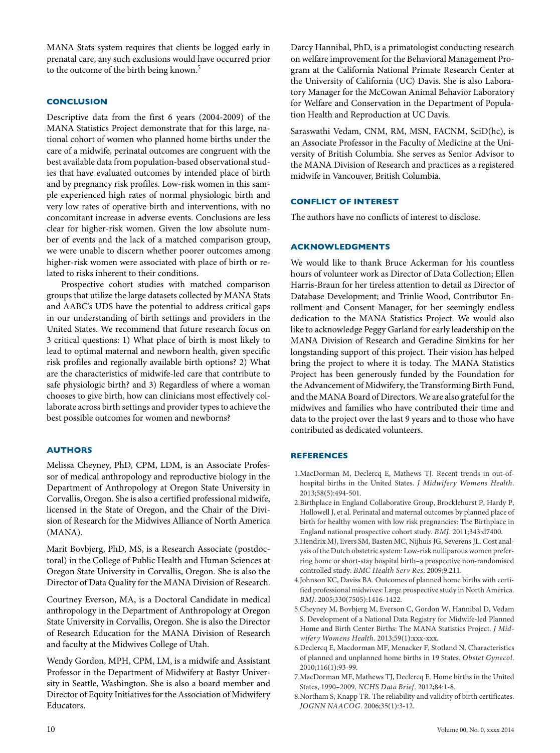MANA Stats system requires that clients be logged early in prenatal care, any such exclusions would have occurred prior to the outcome of the birth being known.[5]

## CONCLUSION

Descriptive data from the first 6 years (2004-2009) of the MANA Statistics Project demonstrate that for this large, national cohort of women who planned home births under the care of a midwife, perinatal outcomes are congruent with the best available data from population-based observational studies that have evaluated outcomes by intended place of birth and by pregnancy risk profiles. Low-risk women in this sample experienced high rates of normal physiologic birth and very low rates of operative birth and interventions, with no concomitant increase in adverse events. Conclusions are less clear for higher-risk women. Given the low absolute number of events and the lack of a matched comparison group, we were unable to discern whether poorer outcomes among higher-risk women were associated with place of birth or related to risks inherent to their conditions.

Prospective cohort studies with matched comparison groups that utilize the large datasets collected by MANA Stats and AABC's UDS have the potential to address critical gaps in our understanding of birth settings and providers in the United States. We recommend that future research focus on 3 critical questions: 1) What place of birth is most likely to lead to optimal maternal and newborn health, given specific risk profiles and regionally available birth options? 2) What are the characteristics of midwife-led care that contribute to safe physiologic birth? and 3) Regardless of where a woman chooses to give birth, how can clinicians most effectively collaborate across birth settings and provider types to achieve the best possible outcomes for women and newborns?

## AUTHORS

Melissa Cheyney, PhD, CPM, LDM, is an Associate Professor of medical anthropology and reproductive biology in the Department of Anthropology at Oregon State University in Corvallis, Oregon. She is also a certified professional midwife, licensed in the State of Oregon, and the Chair of the Division of Research for the Midwives Alliance of North America (MANA).

Marit Bovbjerg, PhD, MS, is a Research Associate (postdoctoral) in the College of Public Health and Human Sciences at Oregon State University in Corvallis, Oregon. She is also the Director of Data Quality for the MANA Division of Research.

Courtney Everson, MA, is a Doctoral Candidate in medical anthropology in the Department of Anthropology at Oregon State University in Corvallis, Oregon. She is also the Director of Research Education for the MANA Division of Research and faculty at the Midwives College of Utah.

Wendy Gordon, MPH, CPM, LM, is a midwife and Assistant Professor in the Department of Midwifery at Bastyr University in Seattle, Washington. She is also a board member and Director of Equity Initiatives for the Association of Midwifery Educators.

Darcy Hannibal, PhD, is a primatologist conducting research on welfare improvement for the Behavioral Management Program at the California National Primate Research Center at the University of California (UC) Davis. She is also Laboratory Manager for the McCowan Animal Behavior Laboratory for Welfare and Conservation in the Department of Population Health and Reproduction at UC Davis.

Saraswathi Vedam, CNM, RM, MSN, FACNM, SciD(hc), is an Associate Professor in the Faculty of Medicine at the University of British Columbia. She serves as Senior Advisor to the MANA Division of Research and practices as a registered midwife in Vancouver, British Columbia.

## CONFLICT OF INTEREST

The authors have no conflicts of interest to disclose.

## ACKNOWLEDGMENTS

We would like to thank Bruce Ackerman for his countless hours of volunteer work as Director of Data Collection; Ellen Harris-Braun for her tireless attention to detail as Director of Database Development; and Trinlie Wood, Contributor Enrollment and Consent Manager, for her seemingly endless dedication to the MANA Statistics Project. We would also like to acknowledge Peggy Garland for early leadership on the MANA Division of Research and Geradine Simkins for her longstanding support of this project. Their vision has helped bring the project to where it is today. The MANA Statistics Project has been generously funded by the Foundation for the Advancement of Midwifery, the Transforming Birth Fund, and the MANA Board of Directors. We are also grateful for the midwives and families who have contributed their time and data to the project over the last 9 years and to those who have contributed as dedicated volunteers.

## REFERENCES

1. MacDorman M, Declercq E, Mathews TJ. Recent trends in out-of-hospital births in the United States. *J Midwifery Womens Health*. 2013;58(5):494-501.
2. Birthplace in England Collaborative Group, Brocklehurst P, Hardy P, Hollowell J, et al. Perinatal and maternal outcomes by planned place of birth for healthy women with low risk pregnancies: The Birthplace in England national prospective cohort study. *BMJ*. 2011;343:d7400.
3. Hendrix MJ, Evers SM, Basten MC, Nijhuis JG, Severens JL. Cost analysis of the Dutch obstetric system: Low-risk nulliparous women preferring home or short-stay hospital birth–a prospective non-randomised controlled study. *BMC Health Serv Res*. 2009;9:211.
4. Johnson KC, Daviss BA. Outcomes of planned home births with certified professional midwives: Large prospective study in North America. *BMJ*. 2005;330(7505):1416-1422.
5. Cheyney M, Bovbjerg M, Everson C, Gordon W, Hannibal D, Vedam S. Development of a National Data Registry for Midwife-led Planned Home and Birth Center Births: The MANA Statistics Project. *J Midwifery Womens Health*. 2013;59(1):xxx-xxx.
6. Declercq E, Macdorman MF, Menacker F, Stotland N. Characteristics of planned and unplanned home births in 19 States. *Obstet Gynecol*. 2010;116(1):93-99.
7. MacDorman MF, Mathews TJ, Declercq E. Home births in the United States, 1990–2009. *NCHS Data Brief*. 2012;84:1-8.
8. Northam S, Knapp TR. The reliability and validity of birth certificates. *JOGNN NAACOG*. 2006;35(1):3-12.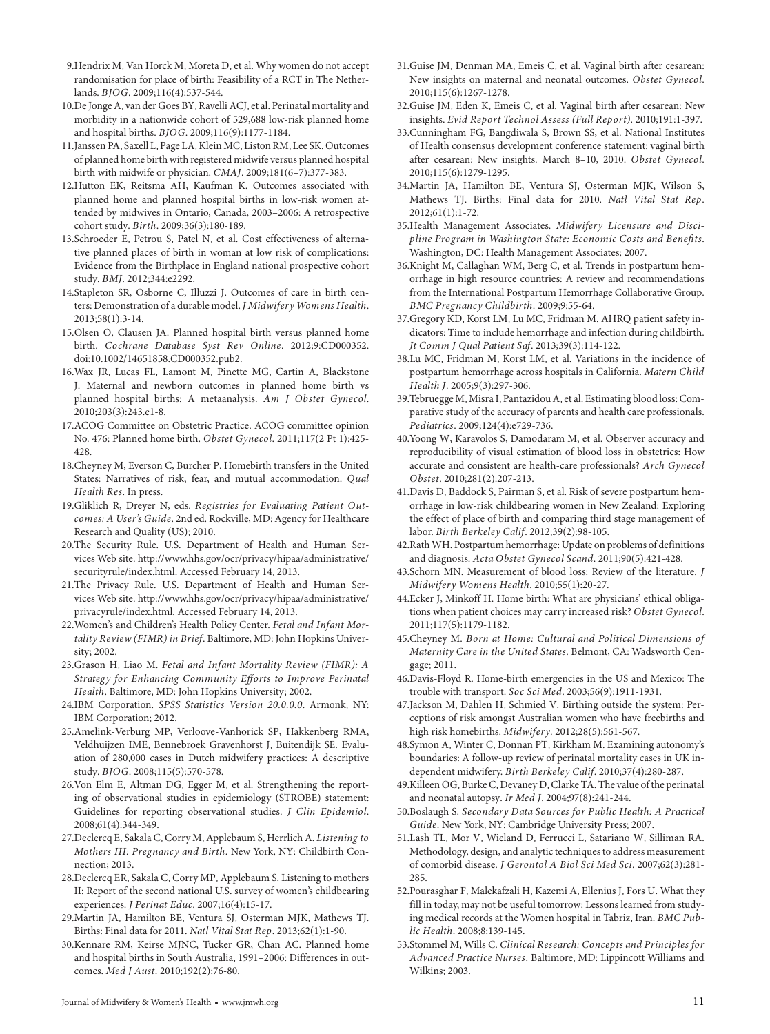9. Hendrix M, Van Horck M, Moreta D, et al. Why women do not accept randomisation for place of birth: Feasibility of a RCT in The Netherlands. *BJOG*. 2009;116(4):537-544.
10. De Jonge A, van der Goes BY, Ravelli ACJ, et al. Perinatal mortality and morbidity in a nationwide cohort of 529,688 low-risk planned home and hospital births. *BJOG*. 2009;116(9):1177-1184.
11. Janssen PA, Saxell L, Page LA, Klein MC, Liston RM, Lee SK. Outcomes of planned home birth with registered midwife versus planned hospital birth with midwife or physician. *CMAJ*. 2009;181(6–7):377-383.
12. Hutton EK, Reitsma AH, Kaufman K. Outcomes associated with planned home and planned hospital births in low-risk women attended by midwives in Ontario, Canada, 2003–2006: A retrospective cohort study. *Birth*. 2009;36(3):180-189.
13. Schroeder E, Petrou S, Patel N, et al. Cost effectiveness of alternative planned places of birth in woman at low risk of complications: Evidence from the Birthplace in England national prospective cohort study. *BMJ*. 2012;344:e2292.
14. Stapleton SR, Osborne C, Illuzzi J. Outcomes of care in birth centers: Demonstration of a durable model. *J Midwifery Womens Health*. 2013;58(1):3-14.
15. Olsen O, Clausen JA. Planned hospital birth versus planned home birth. *Cochrane Database Syst Rev Online*. 2012;9:CD000352. doi:10.1002/14651858.CD000352.pub2.
16. Wax JR, Lucas FL, Lamont M, Pinette MG, Cartin A, Blackstone J. Maternal and newborn outcomes in planned home birth vs planned hospital births: A metaanalysis. *Am J Obstet Gynecol*. 2010;203(3):243.e1-8.
17. ACOG Committee on Obstetric Practice. ACOG committee opinion No. 476: Planned home birth. *Obstet Gynecol*. 2011;117(2 Pt 1):425-428.
18. Cheyney M, Everson C, Burcher P. Homebirth transfers in the United States: Narratives of risk, fear, and mutual accommodation. *Qual Health Res*. In press.
19. Gliklich R, Dreyer N, eds. *Registries for Evaluating Patient Outcomes: A User's Guide*. 2nd ed. Rockville, MD: Agency for Healthcare Research and Quality (US); 2010.
20. The Security Rule. U.S. Department of Health and Human Services Web site. http://www.hhs.gov/ocr/privacy/hipaa/administrative/securityrule/index.html. Accessed February 14, 2013.
21. The Privacy Rule. U.S. Department of Health and Human Services Web site. http://www.hhs.gov/ocr/privacy/hipaa/administrative/privacyrule/index.html. Accessed February 14, 2013.
22. Women's and Children's Health Policy Center. *Fetal and Infant Mortality Review (FIMR) in Brief*. Baltimore, MD: John Hopkins University; 2002.
23. Grason H, Liao M. *Fetal and Infant Mortality Review (FIMR): A Strategy for Enhancing Community Efforts to Improve Perinatal Health*. Baltimore, MD: John Hopkins University; 2002.
24. IBM Corporation. *SPSS Statistics Version 20.0.0.0*. Armonk, NY: IBM Corporation; 2012.
25. Amelink-Verburg MP, Verloove-Vanhorick SP, Hakkenberg RMA, Veldhuijzen IME, Bennebroek Gravenhorst J, Buitendijk SE. Evaluation of 280,000 cases in Dutch midwifery practices: A descriptive study. *BJOG*. 2008;115(5):570-578.
26. Von Elm E, Altman DG, Egger M, et al. Strengthening the reporting of observational studies in epidemiology (STROBE) statement: Guidelines for reporting observational studies. *J Clin Epidemiol*. 2008;61(4):344-349.
27. Declercq E, Sakala C, Corry M, Applebaum S, Herrlich A. *Listening to Mothers III: Pregnancy and Birth*. New York, NY: Childbirth Connection; 2013.
28. Declercq ER, Sakala C, Corry MP, Applebaum S. Listening to mothers II: Report of the second national U.S. survey of women's childbearing experiences. *J Perinat Educ*. 2007;16(4):15-17.
29. Martin JA, Hamilton BE, Ventura SJ, Osterman MJK, Mathews TJ. Births: Final data for 2011. *Natl Vital Stat Rep*. 2013;62(1):1-90.
30. Kennare RM, Keirse MJNC, Tucker GR, Chan AC. Planned home and hospital births in South Australia, 1991–2006: Differences in outcomes. *Med J Aust*. 2010;192(2):76-80.
31. Guise JM, Denman MA, Emeis C, et al. Vaginal birth after cesarean: New insights on maternal and neonatal outcomes. *Obstet Gynecol*. 2010;115(6):1267-1278.
32. Guise JM, Eden K, Emeis C, et al. Vaginal birth after cesarean: New insights. *Evid Report Technol Assess (Full Report)*. 2010;191:1-397.
33. Cunningham FG, Bangdiwala S, Brown SS, et al. National Institutes of Health consensus development conference statement: vaginal birth after cesarean: New insights. March 8–10, 2010. *Obstet Gynecol*. 2010;115(6):1279-1295.
34. Martin JA, Hamilton BE, Ventura SJ, Osterman MJK, Wilson S, Mathews TJ. Births: Final data for 2010. *Natl Vital Stat Rep*. 2012;61(1):1-72.
35. Health Management Associates. *Midwifery Licensure and Discipline Program in Washington State: Economic Costs and Benefits*. Washington, DC: Health Management Associates; 2007.
36. Knight M, Callaghan WM, Berg C, et al. Trends in postpartum hemorrhage in high resource countries: A review and recommendations from the International Postpartum Hemorrhage Collaborative Group. *BMC Pregnancy Childbirth*. 2009;9:55-64.
37. Gregory KD, Korst LM, Lu MC, Fridman M. AHRQ patient safety indicators: Time to include hemorrhage and infection during childbirth. *Jt Comm J Qual Patient Saf*. 2013;39(3):114-122.
38. Lu MC, Fridman M, Korst LM, et al. Variations in the incidence of postpartum hemorrhage across hospitals in California. *Matern Child Health J*. 2005;9(3):297-306.
39. Tebruegge M, Misra I, Pantazidou A, et al. Estimating blood loss: Comparative study of the accuracy of parents and health care professionals. *Pediatrics*. 2009;124(4):e729-736.
40. Yoong W, Karavolos S, Damodaram M, et al. Observer accuracy and reproducibility of visual estimation of blood loss in obstetrics: How accurate and consistent are health-care professionals? *Arch Gynecol Obstet*. 2010;281(2):207-213.
41. Davis D, Baddock S, Pairman S, et al. Risk of severe postpartum hemorrhage in low-risk childbearing women in New Zealand: Exploring the effect of place of birth and comparing third stage management of labor. *Birth Berkeley Calif*. 2012;39(2):98-105.
42. Rath WH. Postpartum hemorrhage: Update on problems of definitions and diagnosis. *Acta Obstet Gynecol Scand*. 2011;90(5):421-428.
43. Schorn MN. Measurement of blood loss: Review of the literature. *J Midwifery Womens Health*. 2010;55(1):20-27.
44. Ecker J, Minkoff H. Home birth: What are physicians' ethical obligations when patient choices may carry increased risk? *Obstet Gynecol*. 2011;117(5):1179-1182.
45. Cheyney M. *Born at Home: Cultural and Political Dimensions of Maternity Care in the United States*. Belmont, CA: Wadsworth Cengage; 2011.
46. Davis-Floyd R. Home-birth emergencies in the US and Mexico: The trouble with transport. *Soc Sci Med*. 2003;56(9):1911-1931.
47. Jackson M, Dahlen H, Schmied V. Birthing outside the system: Perceptions of risk amongst Australian women who have freebirths and high risk homebirths. *Midwifery*. 2012;28(5):561-567.
48. Symon A, Winter C, Donnan PT, Kirkham M. Examining autonomy's boundaries: A follow-up review of perinatal mortality cases in UK independent midwifery. *Birth Berkeley Calif*. 2010;37(4):280-287.
49. Killeen OG, Burke C, Devaney D, Clarke TA. The value of the perinatal and neonatal autopsy. *Ir Med J*. 2004;97(8):241-244.
50. Boslaugh S. *Secondary Data Sources for Public Health: A Practical Guide*. New York, NY: Cambridge University Press; 2007.
51. Lash TL, Mor V, Wieland D, Ferrucci L, Satariano W, Silliman RA. Methodology, design, and analytic techniques to address measurement of comorbid disease. *J Gerontol A Biol Sci Med Sci*. 2007;62(3):281-285.
52. Pourasghar F, Malekafzali H, Kazemi A, Ellenius J, Fors U. What they fill in today, may not be useful tomorrow: Lessons learned from studying medical records at the Women hospital in Tabriz, Iran. *BMC Public Health*. 2008;8:139-145.
53. Stommel M, Wills C. *Clinical Research: Concepts and Principles for Advanced Practice Nurses*. Baltimore, MD: Lippincott Williams and Wilkins; 2003.